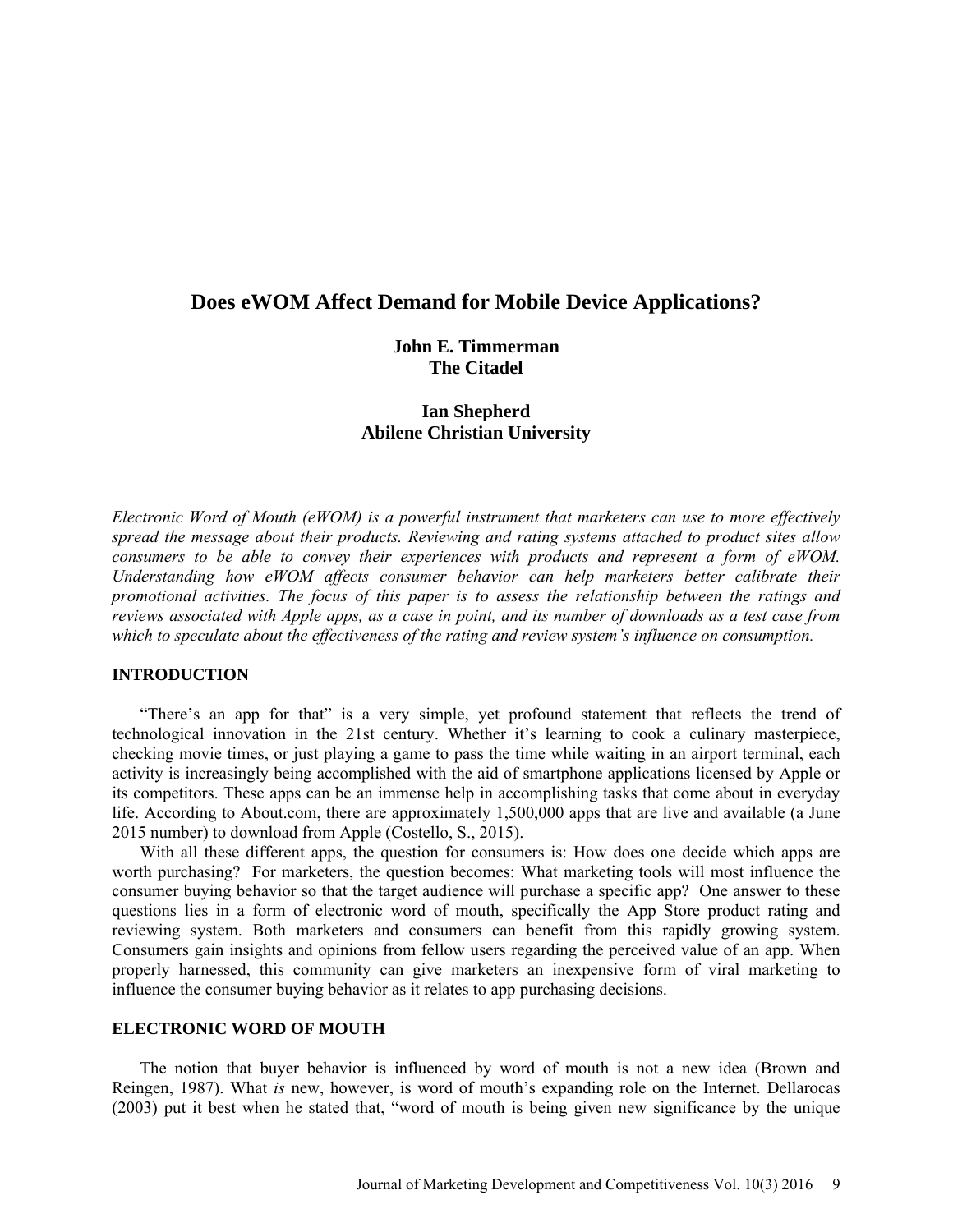# Does eWOM Affect Demand for Mobile Device Applications?

**John E. Timmerman**
**The Citadel**

**Ian Shepherd**
**Abilene Christian University**

*Electronic Word of Mouth (eWOM) is a powerful instrument that marketers can use to more effectively spread the message about their products. Reviewing and rating systems attached to product sites allow consumers to be able to convey their experiences with products and represent a form of eWOM. Understanding how eWOM affects consumer behavior can help marketers better calibrate their promotional activities. The focus of this paper is to assess the relationship between the ratings and reviews associated with Apple apps, as a case in point, and its number of downloads as a test case from which to speculate about the effectiveness of the rating and review system's influence on consumption.*

## INTRODUCTION

"There's an app for that" is a very simple, yet profound statement that reflects the trend of technological innovation in the 21st century. Whether it's learning to cook a culinary masterpiece, checking movie times, or just playing a game to pass the time while waiting in an airport terminal, each activity is increasingly being accomplished with the aid of smartphone applications licensed by Apple or its competitors. These apps can be an immense help in accomplishing tasks that come about in everyday life. According to About.com, there are approximately 1,500,000 apps that are live and available (a June 2015 number) to download from Apple (Costello, S., 2015).

With all these different apps, the question for consumers is: How does one decide which apps are worth purchasing? For marketers, the question becomes: What marketing tools will most influence the consumer buying behavior so that the target audience will purchase a specific app? One answer to these questions lies in a form of electronic word of mouth, specifically the App Store product rating and reviewing system. Both marketers and consumers can benefit from this rapidly growing system. Consumers gain insights and opinions from fellow users regarding the perceived value of an app. When properly harnessed, this community can give marketers an inexpensive form of viral marketing to influence the consumer buying behavior as it relates to app purchasing decisions.

## ELECTRONIC WORD OF MOUTH

The notion that buyer behavior is influenced by word of mouth is not a new idea (Brown and Reingen, 1987). What *is* new, however, is word of mouth's expanding role on the Internet. Dellarocas (2003) put it best when he stated that, "word of mouth is being given new significance by the unique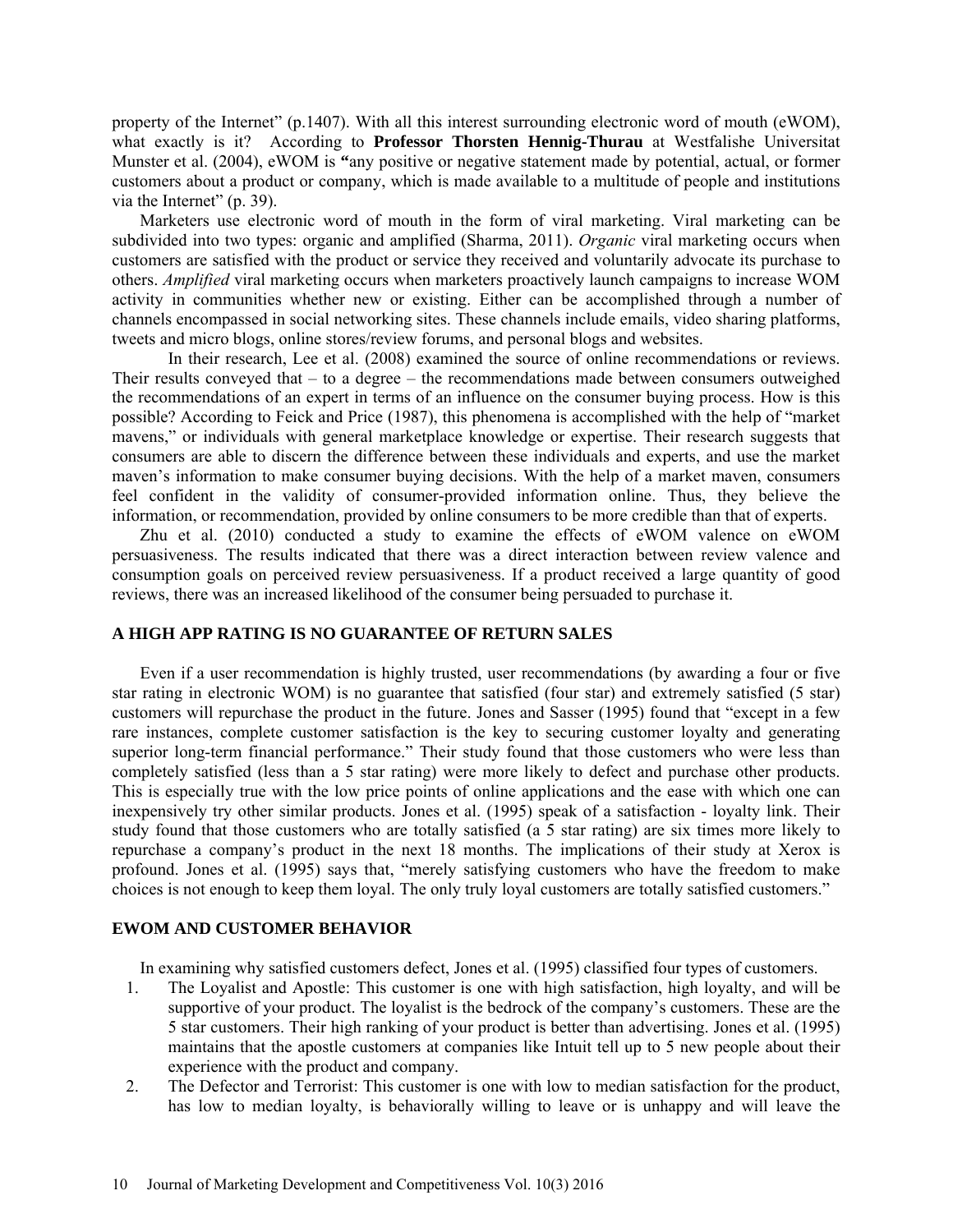property of the Internet" (p.1407). With all this interest surrounding electronic word of mouth (eWOM), what exactly is it? According to **Professor Thorsten Hennig-Thurau** at Westfalishe Universitat Munster et al. (2004), eWOM is **"**any positive or negative statement made by potential, actual, or former customers about a product or company, which is made available to a multitude of people and institutions via the Internet" (p. 39).

Marketers use electronic word of mouth in the form of viral marketing. Viral marketing can be subdivided into two types: organic and amplified (Sharma, 2011). *Organic* viral marketing occurs when customers are satisfied with the product or service they received and voluntarily advocate its purchase to others. *Amplified* viral marketing occurs when marketers proactively launch campaigns to increase WOM activity in communities whether new or existing. Either can be accomplished through a number of channels encompassed in social networking sites. These channels include emails, video sharing platforms, tweets and micro blogs, online stores/review forums, and personal blogs and websites.

In their research, Lee et al. (2008) examined the source of online recommendations or reviews. Their results conveyed that – to a degree – the recommendations made between consumers outweighed the recommendations of an expert in terms of an influence on the consumer buying process. How is this possible? According to Feick and Price (1987), this phenomena is accomplished with the help of "market mavens," or individuals with general marketplace knowledge or expertise. Their research suggests that consumers are able to discern the difference between these individuals and experts, and use the market maven's information to make consumer buying decisions. With the help of a market maven, consumers feel confident in the validity of consumer-provided information online. Thus, they believe the information, or recommendation, provided by online consumers to be more credible than that of experts.

Zhu et al. (2010) conducted a study to examine the effects of eWOM valence on eWOM persuasiveness. The results indicated that there was a direct interaction between review valence and consumption goals on perceived review persuasiveness. If a product received a large quantity of good reviews, there was an increased likelihood of the consumer being persuaded to purchase it.

## A HIGH APP RATING IS NO GUARANTEE OF RETURN SALES

Even if a user recommendation is highly trusted, user recommendations (by awarding a four or five star rating in electronic WOM) is no guarantee that satisfied (four star) and extremely satisfied (5 star) customers will repurchase the product in the future. Jones and Sasser (1995) found that "except in a few rare instances, complete customer satisfaction is the key to securing customer loyalty and generating superior long-term financial performance." Their study found that those customers who were less than completely satisfied (less than a 5 star rating) were more likely to defect and purchase other products. This is especially true with the low price points of online applications and the ease with which one can inexpensively try other similar products. Jones et al. (1995) speak of a satisfaction - loyalty link. Their study found that those customers who are totally satisfied (a 5 star rating) are six times more likely to repurchase a company's product in the next 18 months. The implications of their study at Xerox is profound. Jones et al. (1995) says that, "merely satisfying customers who have the freedom to make choices is not enough to keep them loyal. The only truly loyal customers are totally satisfied customers."

## EWOM AND CUSTOMER BEHAVIOR

In examining why satisfied customers defect, Jones et al. (1995) classified four types of customers.

1. The Loyalist and Apostle: This customer is one with high satisfaction, high loyalty, and will be supportive of your product. The loyalist is the bedrock of the company's customers. These are the 5 star customers. Their high ranking of your product is better than advertising. Jones et al. (1995) maintains that the apostle customers at companies like Intuit tell up to 5 new people about their experience with the product and company.
2. The Defector and Terrorist: This customer is one with low to median satisfaction for the product, has low to median loyalty, is behaviorally willing to leave or is unhappy and will leave the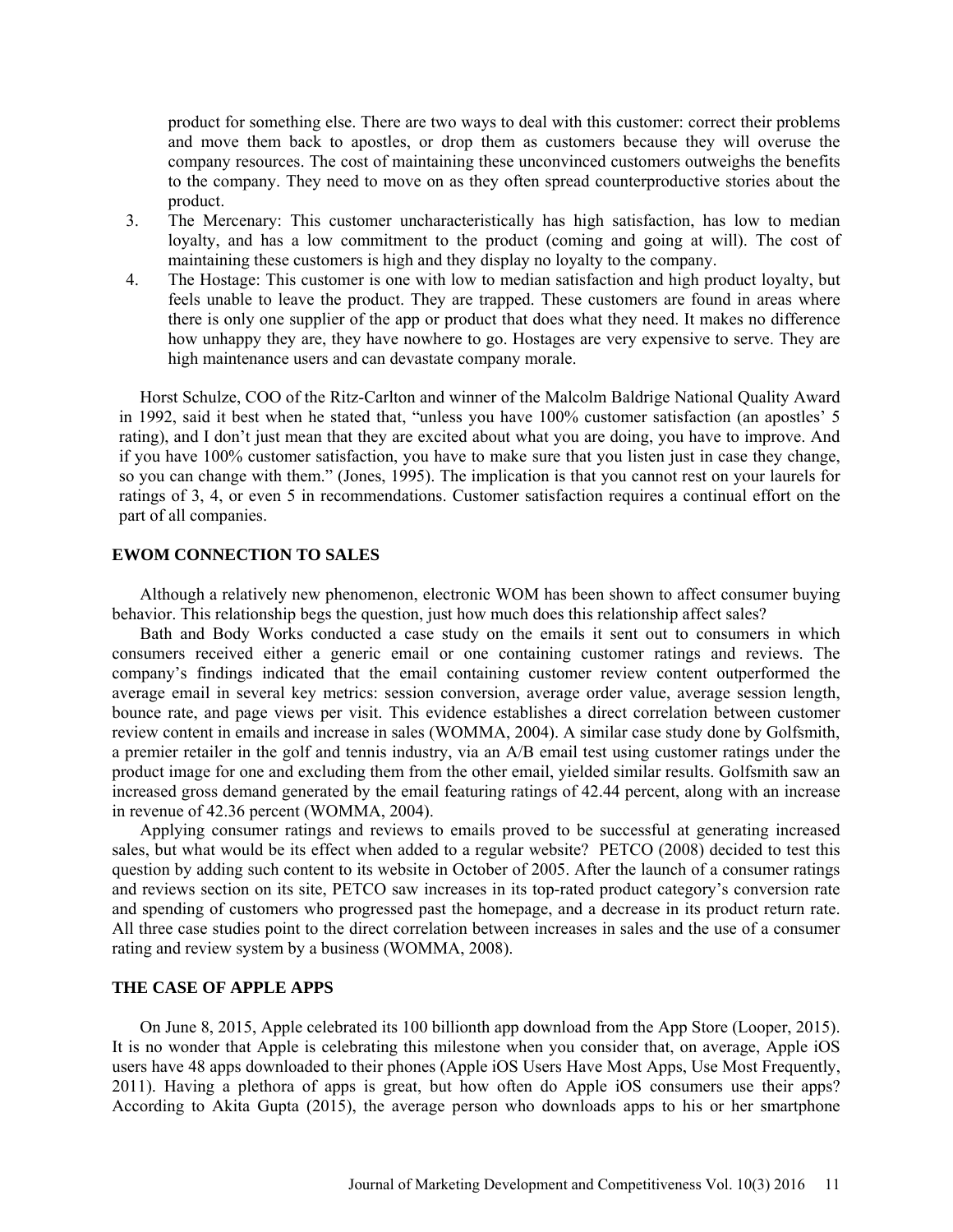product for something else. There are two ways to deal with this customer: correct their problems and move them back to apostles, or drop them as customers because they will overuse the company resources. The cost of maintaining these unconvinced customers outweighs the benefits to the company. They need to move on as they often spread counterproductive stories about the product.

3. The Mercenary: This customer uncharacteristically has high satisfaction, has low to median loyalty, and has a low commitment to the product (coming and going at will). The cost of maintaining these customers is high and they display no loyalty to the company.
4. The Hostage: This customer is one with low to median satisfaction and high product loyalty, but feels unable to leave the product. They are trapped. These customers are found in areas where there is only one supplier of the app or product that does what they need. It makes no difference how unhappy they are, they have nowhere to go. Hostages are very expensive to serve. They are high maintenance users and can devastate company morale.

Horst Schulze, COO of the Ritz-Carlton and winner of the Malcolm Baldrige National Quality Award in 1992, said it best when he stated that, "unless you have 100% customer satisfaction (an apostles' 5 rating), and I don't just mean that they are excited about what you are doing, you have to improve. And if you have 100% customer satisfaction, you have to make sure that you listen just in case they change, so you can change with them." (Jones, 1995). The implication is that you cannot rest on your laurels for ratings of 3, 4, or even 5 in recommendations. Customer satisfaction requires a continual effort on the part of all companies.

## EWOM CONNECTION TO SALES

Although a relatively new phenomenon, electronic WOM has been shown to affect consumer buying behavior. This relationship begs the question, just how much does this relationship affect sales?

Bath and Body Works conducted a case study on the emails it sent out to consumers in which consumers received either a generic email or one containing customer ratings and reviews. The company's findings indicated that the email containing customer review content outperformed the average email in several key metrics: session conversion, average order value, average session length, bounce rate, and page views per visit. This evidence establishes a direct correlation between customer review content in emails and increase in sales (WOMMA, 2004). A similar case study done by Golfsmith, a premier retailer in the golf and tennis industry, via an A/B email test using customer ratings under the product image for one and excluding them from the other email, yielded similar results. Golfsmith saw an increased gross demand generated by the email featuring ratings of 42.44 percent, along with an increase in revenue of 42.36 percent (WOMMA, 2004).

Applying consumer ratings and reviews to emails proved to be successful at generating increased sales, but what would be its effect when added to a regular website? PETCO (2008) decided to test this question by adding such content to its website in October of 2005. After the launch of a consumer ratings and reviews section on its site, PETCO saw increases in its top-rated product category's conversion rate and spending of customers who progressed past the homepage, and a decrease in its product return rate. All three case studies point to the direct correlation between increases in sales and the use of a consumer rating and review system by a business (WOMMA, 2008).

## THE CASE OF APPLE APPS

On June 8, 2015, Apple celebrated its 100 billionth app download from the App Store (Looper, 2015). It is no wonder that Apple is celebrating this milestone when you consider that, on average, Apple iOS users have 48 apps downloaded to their phones (Apple iOS Users Have Most Apps, Use Most Frequently, 2011). Having a plethora of apps is great, but how often do Apple iOS consumers use their apps? According to Akita Gupta (2015), the average person who downloads apps to his or her smartphone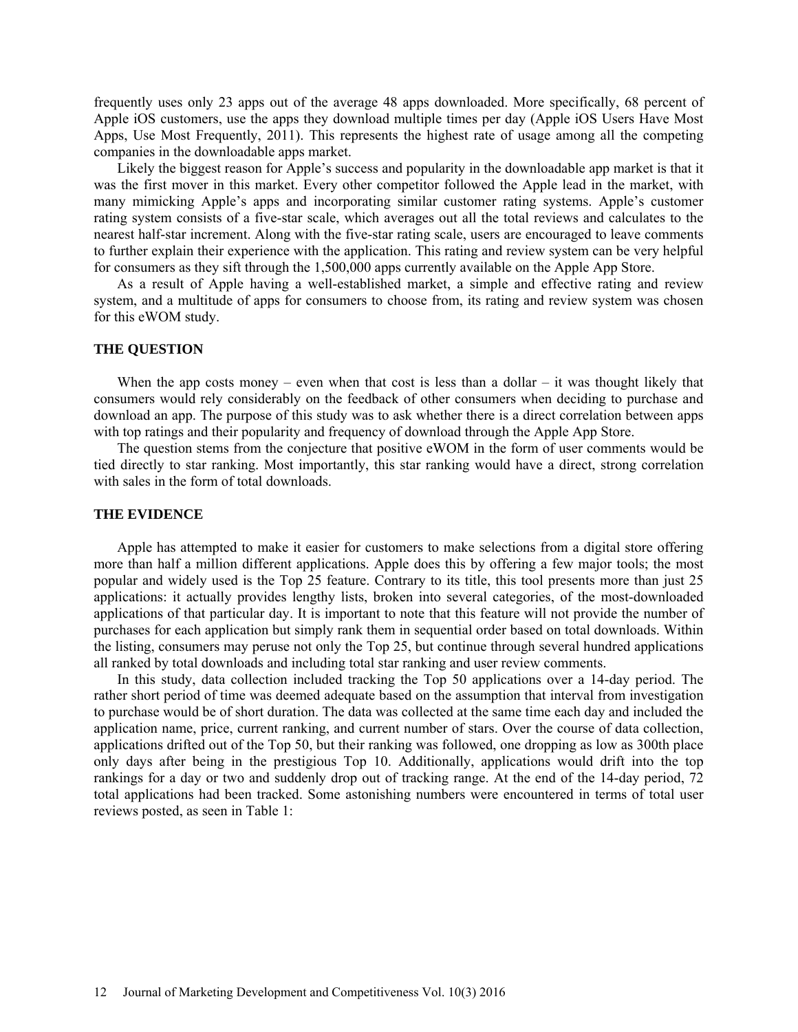frequently uses only 23 apps out of the average 48 apps downloaded. More specifically, 68 percent of Apple iOS customers, use the apps they download multiple times per day (Apple iOS Users Have Most Apps, Use Most Frequently, 2011). This represents the highest rate of usage among all the competing companies in the downloadable apps market.

Likely the biggest reason for Apple's success and popularity in the downloadable app market is that it was the first mover in this market. Every other competitor followed the Apple lead in the market, with many mimicking Apple's apps and incorporating similar customer rating systems. Apple's customer rating system consists of a five-star scale, which averages out all the total reviews and calculates to the nearest half-star increment. Along with the five-star rating scale, users are encouraged to leave comments to further explain their experience with the application. This rating and review system can be very helpful for consumers as they sift through the 1,500,000 apps currently available on the Apple App Store.

As a result of Apple having a well-established market, a simple and effective rating and review system, and a multitude of apps for consumers to choose from, its rating and review system was chosen for this eWOM study.

## THE QUESTION

When the app costs money – even when that cost is less than a dollar – it was thought likely that consumers would rely considerably on the feedback of other consumers when deciding to purchase and download an app. The purpose of this study was to ask whether there is a direct correlation between apps with top ratings and their popularity and frequency of download through the Apple App Store.

The question stems from the conjecture that positive eWOM in the form of user comments would be tied directly to star ranking. Most importantly, this star ranking would have a direct, strong correlation with sales in the form of total downloads.

## THE EVIDENCE

Apple has attempted to make it easier for customers to make selections from a digital store offering more than half a million different applications. Apple does this by offering a few major tools; the most popular and widely used is the Top 25 feature. Contrary to its title, this tool presents more than just 25 applications: it actually provides lengthy lists, broken into several categories, of the most-downloaded applications of that particular day. It is important to note that this feature will not provide the number of purchases for each application but simply rank them in sequential order based on total downloads. Within the listing, consumers may peruse not only the Top 25, but continue through several hundred applications all ranked by total downloads and including total star ranking and user review comments.

In this study, data collection included tracking the Top 50 applications over a 14-day period. The rather short period of time was deemed adequate based on the assumption that interval from investigation to purchase would be of short duration. The data was collected at the same time each day and included the application name, price, current ranking, and current number of stars. Over the course of data collection, applications drifted out of the Top 50, but their ranking was followed, one dropping as low as 300th place only days after being in the prestigious Top 10. Additionally, applications would drift into the top rankings for a day or two and suddenly drop out of tracking range. At the end of the 14-day period, 72 total applications had been tracked. Some astonishing numbers were encountered in terms of total user reviews posted, as seen in Table 1: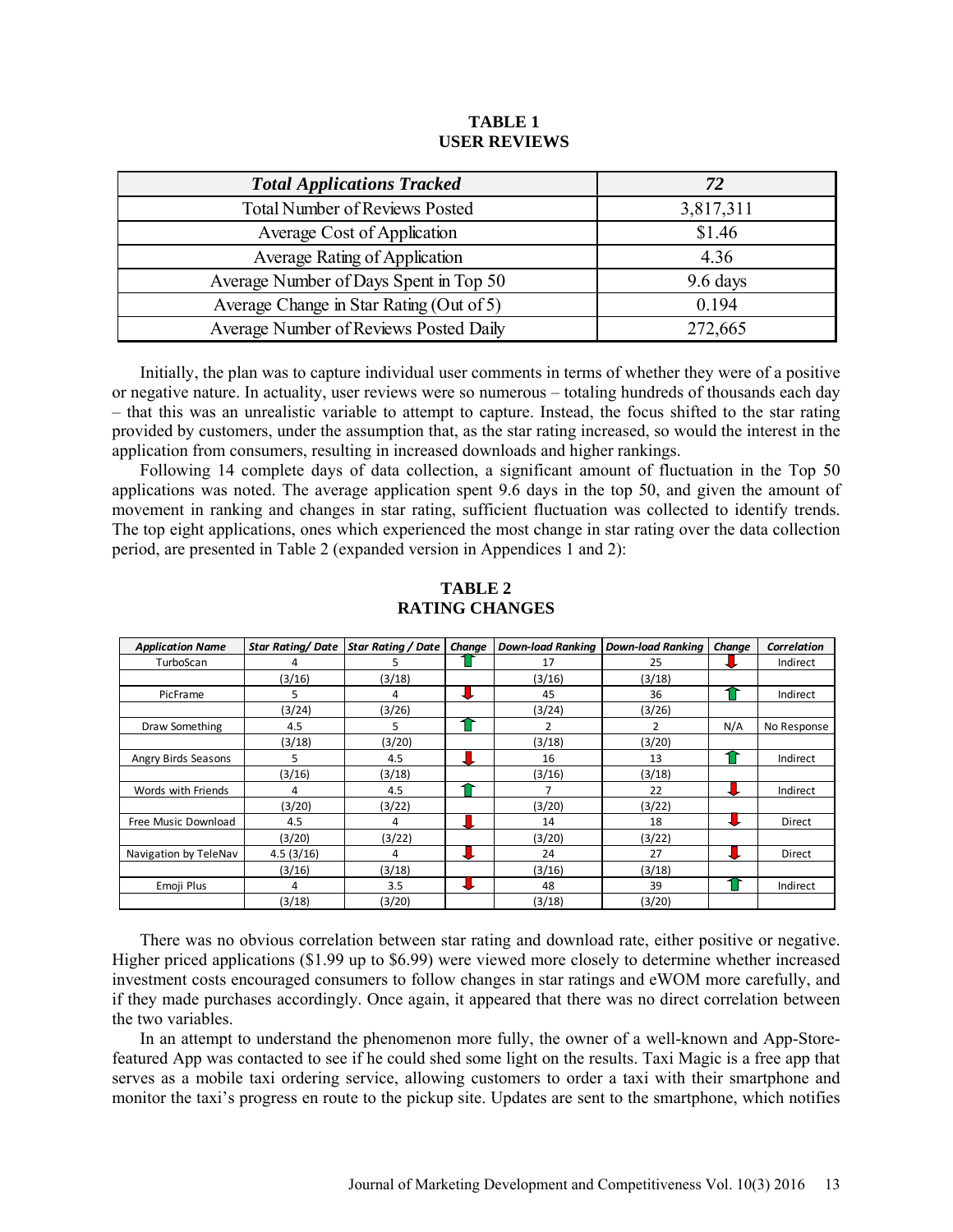**TABLE 1**
**USER REVIEWS**

| ***Total Applications Tracked*** | ***72*** |
|---|---|
| Total Number of Reviews Posted | 3,817,311 |
| Average Cost of Application | $1.46 |
| Average Rating of Application | 4.36 |
| Average Number of Days Spent in Top 50 | 9.6 days |
| Average Change in Star Rating (Out of 5) | 0.194 |
| Average Number of Reviews Posted Daily | 272,665 |

Initially, the plan was to capture individual user comments in terms of whether they were of a positive or negative nature. In actuality, user reviews were so numerous – totaling hundreds of thousands each day – that this was an unrealistic variable to attempt to capture. Instead, the focus shifted to the star rating provided by customers, under the assumption that, as the star rating increased, so would the interest in the application from consumers, resulting in increased downloads and higher rankings.

Following 14 complete days of data collection, a significant amount of fluctuation in the Top 50 applications was noted. The average application spent 9.6 days in the top 50, and given the amount of movement in ranking and changes in star rating, sufficient fluctuation was collected to identify trends. The top eight applications, ones which experienced the most change in star rating over the data collection period, are presented in Table 2 (expanded version in Appendices 1 and 2):

**TABLE 2**
**RATING CHANGES**

| *Application Name* | *Star Rating/ Date* | *Star Rating / Date* | *Change* | *Down-load Ranking* | *Down-load Ranking* | *Change* | *Correlation* |
|---|---|---|---|---|---|---|---|
| TurboScan | 4 | 5 | ↑ | 17 | 25 | ↓ | Indirect |
| | (3/16) | (3/18) | | (3/16) | (3/18) | | |
| PicFrame | 5 | 4 | ↓ | 45 | 36 | ↑ | Indirect |
| | (3/24) | (3/26) | | (3/24) | (3/26) | | |
| Draw Something | 4.5 | 5 | ↑ | 2 | 2 | N/A | No Response |
| | (3/18) | (3/20) | | (3/18) | (3/20) | | |
| Angry Birds Seasons | 5 | 4.5 | ↓ | 16 | 13 | ↑ | Indirect |
| | (3/16) | (3/18) | | (3/16) | (3/18) | | |
| Words with Friends | 4 | 4.5 | ↑ | 7 | 22 | ↓ | Indirect |
| | (3/20) | (3/22) | | (3/20) | (3/22) | | |
| Free Music Download | 4.5 | 4 | ↓ | 14 | 18 | ↓ | Direct |
| | (3/20) | (3/22) | | (3/20) | (3/22) | | |
| Navigation by TeleNav | 4.5 (3/16) | 4 | ↓ | 24 | 27 | ↓ | Direct |
| | (3/16) | (3/18) | | (3/16) | (3/18) | | |
| Emoji Plus | 4 | 3.5 | ↓ | 48 | 39 | ↑ | Indirect |
| | (3/18) | (3/20) | | (3/18) | (3/20) | | |

There was no obvious correlation between star rating and download rate, either positive or negative. Higher priced applications ($1.99 up to $6.99) were viewed more closely to determine whether increased investment costs encouraged consumers to follow changes in star ratings and eWOM more carefully, and if they made purchases accordingly. Once again, it appeared that there was no direct correlation between the two variables.

In an attempt to understand the phenomenon more fully, the owner of a well-known and App-Store-featured App was contacted to see if he could shed some light on the results. Taxi Magic is a free app that serves as a mobile taxi ordering service, allowing customers to order a taxi with their smartphone and monitor the taxi's progress en route to the pickup site. Updates are sent to the smartphone, which notifies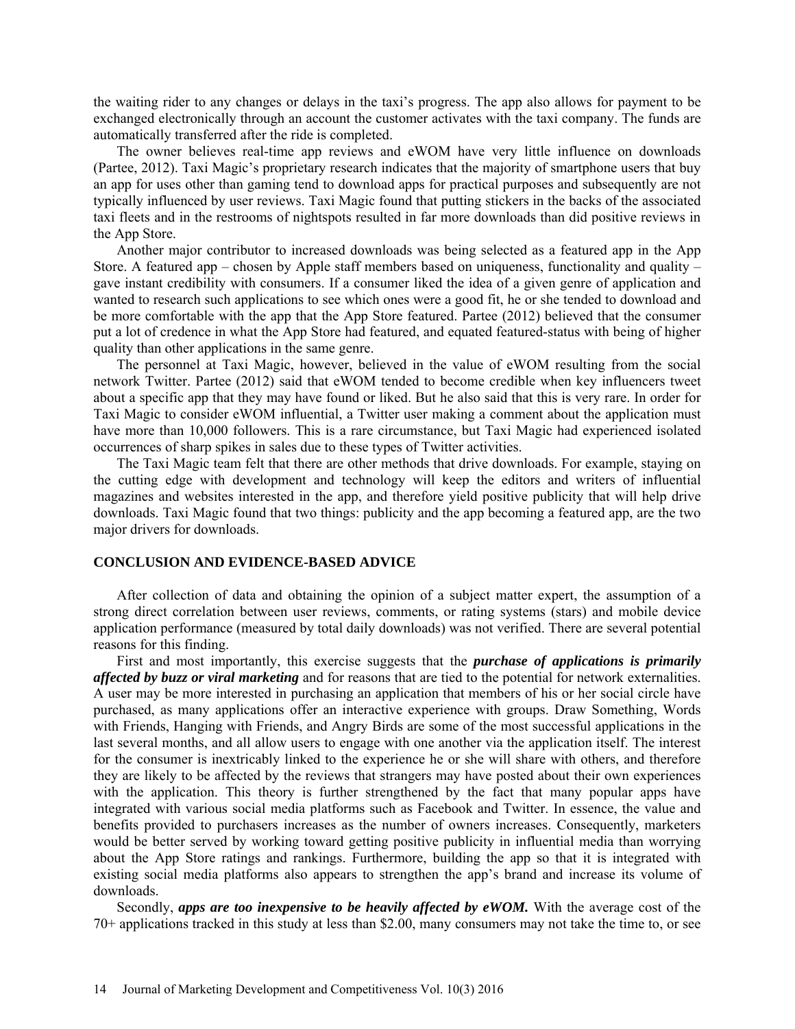the waiting rider to any changes or delays in the taxi's progress. The app also allows for payment to be exchanged electronically through an account the customer activates with the taxi company. The funds are automatically transferred after the ride is completed.

The owner believes real-time app reviews and eWOM have very little influence on downloads (Partee, 2012). Taxi Magic's proprietary research indicates that the majority of smartphone users that buy an app for uses other than gaming tend to download apps for practical purposes and subsequently are not typically influenced by user reviews. Taxi Magic found that putting stickers in the backs of the associated taxi fleets and in the restrooms of nightspots resulted in far more downloads than did positive reviews in the App Store.

Another major contributor to increased downloads was being selected as a featured app in the App Store. A featured app – chosen by Apple staff members based on uniqueness, functionality and quality – gave instant credibility with consumers. If a consumer liked the idea of a given genre of application and wanted to research such applications to see which ones were a good fit, he or she tended to download and be more comfortable with the app that the App Store featured. Partee (2012) believed that the consumer put a lot of credence in what the App Store had featured, and equated featured-status with being of higher quality than other applications in the same genre.

The personnel at Taxi Magic, however, believed in the value of eWOM resulting from the social network Twitter. Partee (2012) said that eWOM tended to become credible when key influencers tweet about a specific app that they may have found or liked. But he also said that this is very rare. In order for Taxi Magic to consider eWOM influential, a Twitter user making a comment about the application must have more than 10,000 followers. This is a rare circumstance, but Taxi Magic had experienced isolated occurrences of sharp spikes in sales due to these types of Twitter activities.

The Taxi Magic team felt that there are other methods that drive downloads. For example, staying on the cutting edge with development and technology will keep the editors and writers of influential magazines and websites interested in the app, and therefore yield positive publicity that will help drive downloads. Taxi Magic found that two things: publicity and the app becoming a featured app, are the two major drivers for downloads.

## CONCLUSION AND EVIDENCE-BASED ADVICE

After collection of data and obtaining the opinion of a subject matter expert, the assumption of a strong direct correlation between user reviews, comments, or rating systems (stars) and mobile device application performance (measured by total daily downloads) was not verified. There are several potential reasons for this finding.

First and most importantly, this exercise suggests that the ***purchase of applications is primarily affected by buzz or viral marketing*** and for reasons that are tied to the potential for network externalities. A user may be more interested in purchasing an application that members of his or her social circle have purchased, as many applications offer an interactive experience with groups. Draw Something, Words with Friends, Hanging with Friends, and Angry Birds are some of the most successful applications in the last several months, and all allow users to engage with one another via the application itself. The interest for the consumer is inextricably linked to the experience he or she will share with others, and therefore they are likely to be affected by the reviews that strangers may have posted about their own experiences with the application. This theory is further strengthened by the fact that many popular apps have integrated with various social media platforms such as Facebook and Twitter. In essence, the value and benefits provided to purchasers increases as the number of owners increases. Consequently, marketers would be better served by working toward getting positive publicity in influential media than worrying about the App Store ratings and rankings. Furthermore, building the app so that it is integrated with existing social media platforms also appears to strengthen the app's brand and increase its volume of downloads.

Secondly, ***apps are too inexpensive to be heavily affected by eWOM.*** With the average cost of the 70+ applications tracked in this study at less than \$2.00, many consumers may not take the time to, or see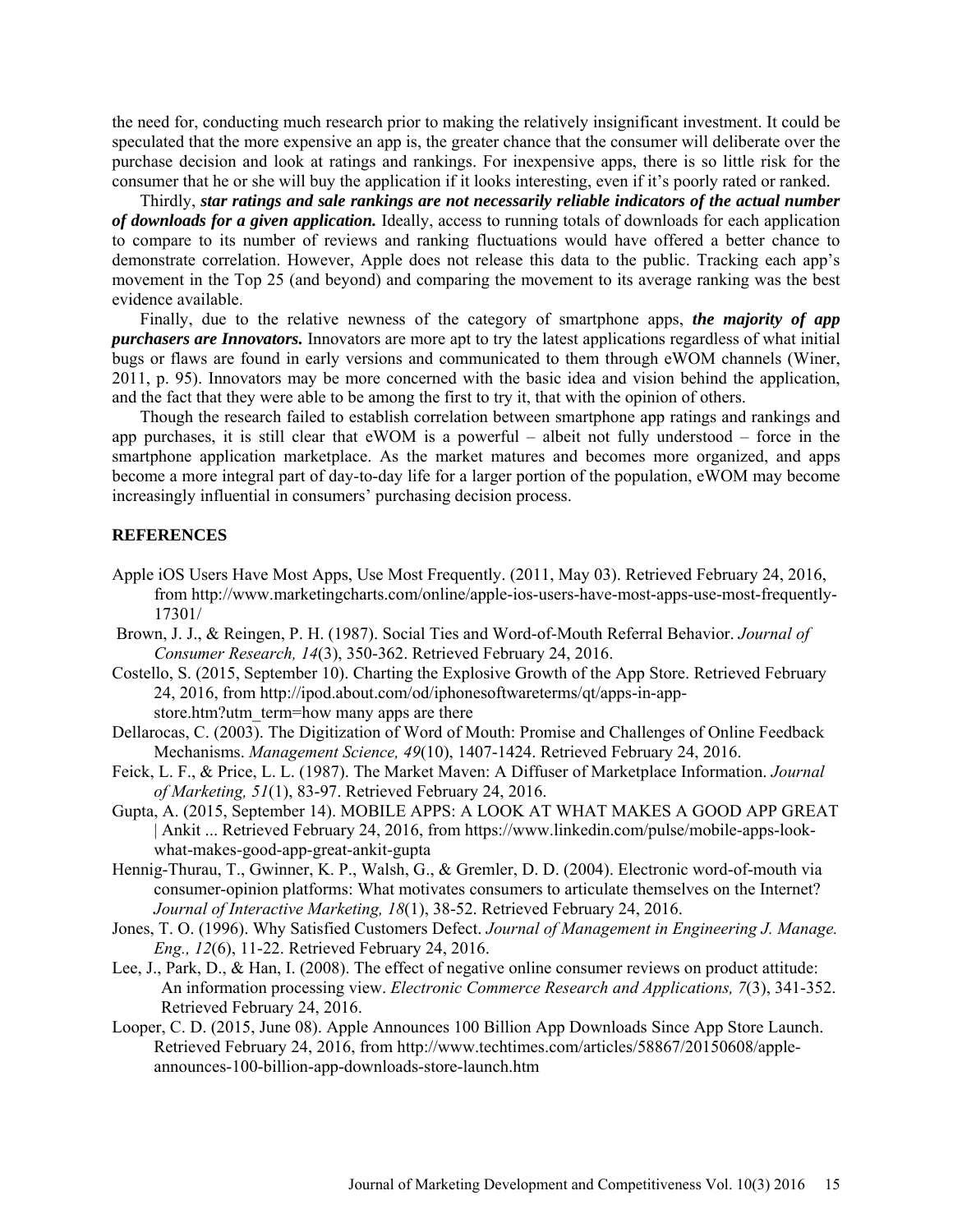the need for, conducting much research prior to making the relatively insignificant investment. It could be speculated that the more expensive an app is, the greater chance that the consumer will deliberate over the purchase decision and look at ratings and rankings. For inexpensive apps, there is so little risk for the consumer that he or she will buy the application if it looks interesting, even if it's poorly rated or ranked.

Thirdly, ***star ratings and sale rankings are not necessarily reliable indicators of the actual number of downloads for a given application.*** Ideally, access to running totals of downloads for each application to compare to its number of reviews and ranking fluctuations would have offered a better chance to demonstrate correlation. However, Apple does not release this data to the public. Tracking each app's movement in the Top 25 (and beyond) and comparing the movement to its average ranking was the best evidence available.

Finally, due to the relative newness of the category of smartphone apps, ***the majority of app purchasers are Innovators.*** Innovators are more apt to try the latest applications regardless of what initial bugs or flaws are found in early versions and communicated to them through eWOM channels (Winer, 2011, p. 95). Innovators may be more concerned with the basic idea and vision behind the application, and the fact that they were able to be among the first to try it, that with the opinion of others.

Though the research failed to establish correlation between smartphone app ratings and rankings and app purchases, it is still clear that eWOM is a powerful – albeit not fully understood – force in the smartphone application marketplace. As the market matures and becomes more organized, and apps become a more integral part of day-to-day life for a larger portion of the population, eWOM may become increasingly influential in consumers' purchasing decision process.

## REFERENCES

Apple iOS Users Have Most Apps, Use Most Frequently. (2011, May 03). Retrieved February 24, 2016, from http://www.marketingcharts.com/online/apple-ios-users-have-most-apps-use-most-frequently-17301/

Brown, J. J., & Reingen, P. H. (1987). Social Ties and Word-of-Mouth Referral Behavior. *Journal of Consumer Research, 14*(3), 350-362. Retrieved February 24, 2016.

Costello, S. (2015, September 10). Charting the Explosive Growth of the App Store. Retrieved February 24, 2016, from http://ipod.about.com/od/iphonesoftwareterms/qt/apps-in-app-store.htm?utm_term=how many apps are there

Dellarocas, C. (2003). The Digitization of Word of Mouth: Promise and Challenges of Online Feedback Mechanisms. *Management Science, 49*(10), 1407-1424. Retrieved February 24, 2016.

Feick, L. F., & Price, L. L. (1987). The Market Maven: A Diffuser of Marketplace Information. *Journal of Marketing, 51*(1), 83-97. Retrieved February 24, 2016.

Gupta, A. (2015, September 14). MOBILE APPS: A LOOK AT WHAT MAKES A GOOD APP GREAT | Ankit ... Retrieved February 24, 2016, from https://www.linkedin.com/pulse/mobile-apps-look-what-makes-good-app-great-ankit-gupta

Hennig-Thurau, T., Gwinner, K. P., Walsh, G., & Gremler, D. D. (2004). Electronic word-of-mouth via consumer-opinion platforms: What motivates consumers to articulate themselves on the Internet? *Journal of Interactive Marketing, 18*(1), 38-52. Retrieved February 24, 2016.

Jones, T. O. (1996). Why Satisfied Customers Defect. *Journal of Management in Engineering J. Manage. Eng., 12*(6), 11-22. Retrieved February 24, 2016.

Lee, J., Park, D., & Han, I. (2008). The effect of negative online consumer reviews on product attitude: An information processing view. *Electronic Commerce Research and Applications, 7*(3), 341-352. Retrieved February 24, 2016.

Looper, C. D. (2015, June 08). Apple Announces 100 Billion App Downloads Since App Store Launch. Retrieved February 24, 2016, from http://www.techtimes.com/articles/58867/20150608/apple-announces-100-billion-app-downloads-store-launch.htm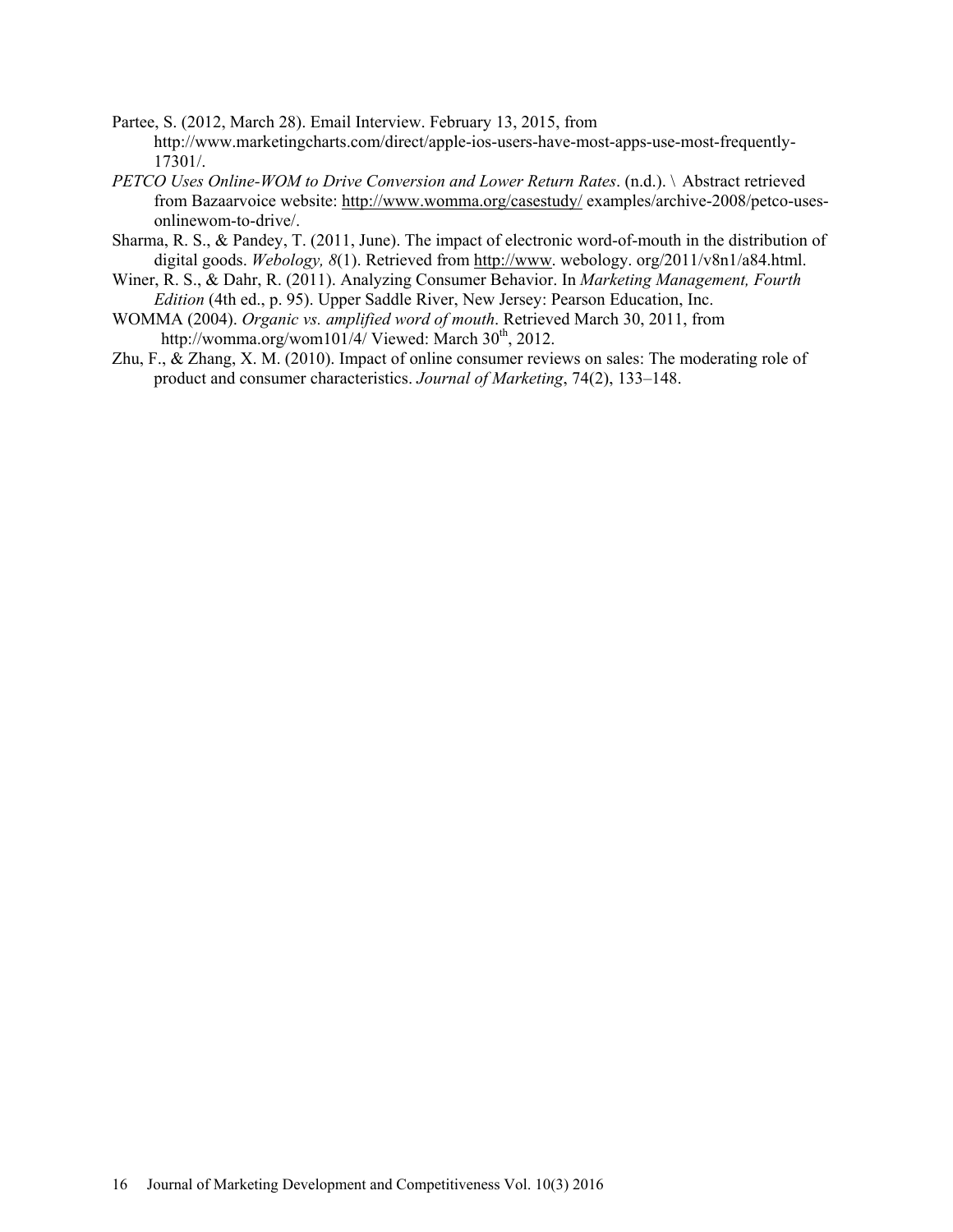Partee, S. (2012, March 28). Email Interview. February 13, 2015, from http://www.marketingcharts.com/direct/apple-ios-users-have-most-apps-use-most-frequently-17301/.

*PETCO Uses Online-WOM to Drive Conversion and Lower Return Rates*. (n.d.). \ Abstract retrieved from Bazaarvoice website: http://www.womma.org/casestudy/ examples/archive-2008/petco-uses-onlinewom-to-drive/.

Sharma, R. S., & Pandey, T. (2011, June). The impact of electronic word-of-mouth in the distribution of digital goods. *Webology, 8*(1). Retrieved from http://www. webology. org/2011/v8n1/a84.html.

Winer, R. S., & Dahr, R. (2011). Analyzing Consumer Behavior. In *Marketing Management, Fourth Edition* (4th ed., p. 95). Upper Saddle River, New Jersey: Pearson Education, Inc.

WOMMA (2004). *Organic vs. amplified word of mouth.* Retrieved March 30, 2011, from http://womma.org/wom101/4/ Viewed: March 30th, 2012.

Zhu, F., & Zhang, X. M. (2010). Impact of online consumer reviews on sales: The moderating role of product and consumer characteristics. *Journal of Marketing*, 74(2), 133–148.